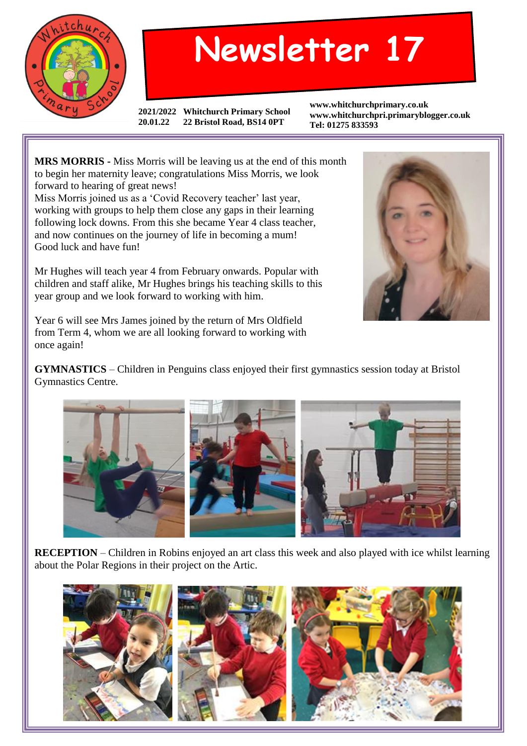# Newsletter 17

**2021/2022** **Whitchurch Primary School**
**20.01.22** **22 Bristol Road, BS14 0PT**

**www.whitchurchprimary.co.uk**
**www.whitchurchpri.primaryblogger.co.uk**
**Tel: 01275 833593**

**MRS MORRIS -** Miss Morris will be leaving us at the end of this month to begin her maternity leave; congratulations Miss Morris, we look forward to hearing of great news!
Miss Morris joined us as a 'Covid Recovery teacher' last year, working with groups to help them close any gaps in their learning following lock downs. From this she became Year 4 class teacher, and now continues on the journey of life in becoming a mum!
Good luck and have fun!

Mr Hughes will teach year 4 from February onwards. Popular with children and staff alike, Mr Hughes brings his teaching skills to this year group and we look forward to working with him.

Year 6 will see Mrs James joined by the return of Mrs Oldfield from Term 4, whom we are all looking forward to working with once again!

**GYMNASTICS** – Children in Penguins class enjoyed their first gymnastics session today at Bristol Gymnastics Centre.

**RECEPTION** – Children in Robins enjoyed an art class this week and also played with ice whilst learning about the Polar Regions in their project on the Artic.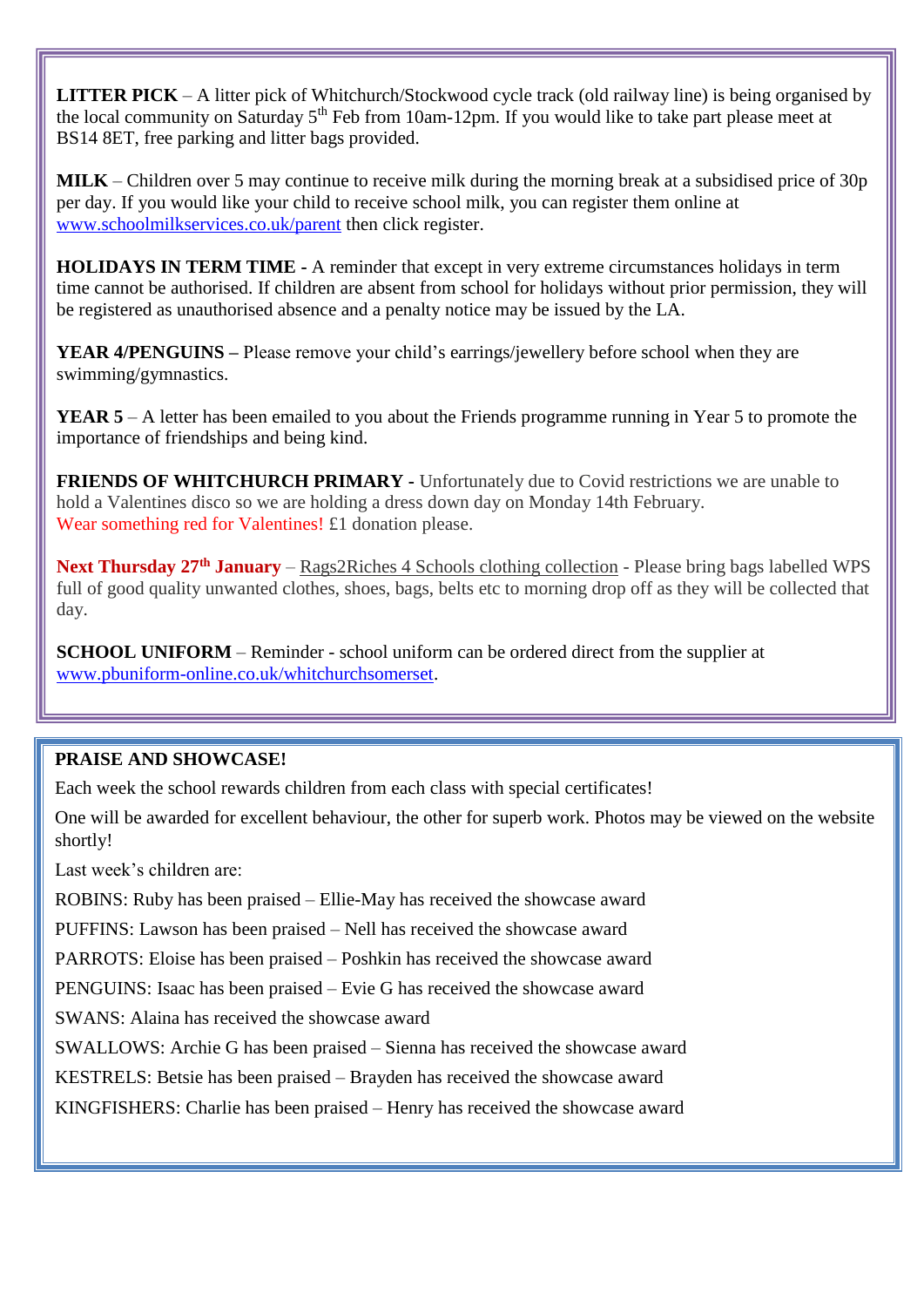**LITTER PICK** – A litter pick of Whitchurch/Stockwood cycle track (old railway line) is being organised by the local community on Saturday 5th Feb from 10am-12pm. If you would like to take part please meet at BS14 8ET, free parking and litter bags provided.

**MILK** – Children over 5 may continue to receive milk during the morning break at a subsidised price of 30p per day. If you would like your child to receive school milk, you can register them online at www.schoolmilkservices.co.uk/parent then click register.

**HOLIDAYS IN TERM TIME -** A reminder that except in very extreme circumstances holidays in term time cannot be authorised. If children are absent from school for holidays without prior permission, they will be registered as unauthorised absence and a penalty notice may be issued by the LA.

**YEAR 4/PENGUINS –** Please remove your child's earrings/jewellery before school when they are swimming/gymnastics.

**YEAR 5** – A letter has been emailed to you about the Friends programme running in Year 5 to promote the importance of friendships and being kind.

**FRIENDS OF WHITCHURCH PRIMARY -** Unfortunately due to Covid restrictions we are unable to hold a Valentines disco so we are holding a dress down day on Monday 14th February. Wear something red for Valentines! £1 donation please.

**Next Thursday 27th January** – Rags2Riches 4 Schools clothing collection - Please bring bags labelled WPS full of good quality unwanted clothes, shoes, bags, belts etc to morning drop off as they will be collected that day.

**SCHOOL UNIFORM** – Reminder - school uniform can be ordered direct from the supplier at www.pbuniform-online.co.uk/whitchurchsomerset.

**PRAISE AND SHOWCASE!**

Each week the school rewards children from each class with special certificates!

One will be awarded for excellent behaviour, the other for superb work. Photos may be viewed on the website shortly!

Last week's children are:

ROBINS: Ruby has been praised – Ellie-May has received the showcase award

PUFFINS: Lawson has been praised – Nell has received the showcase award

PARROTS: Eloise has been praised – Poshkin has received the showcase award

PENGUINS: Isaac has been praised – Evie G has received the showcase award

SWANS: Alaina has received the showcase award

SWALLOWS: Archie G has been praised – Sienna has received the showcase award

KESTRELS: Betsie has been praised – Brayden has received the showcase award

KINGFISHERS: Charlie has been praised – Henry has received the showcase award